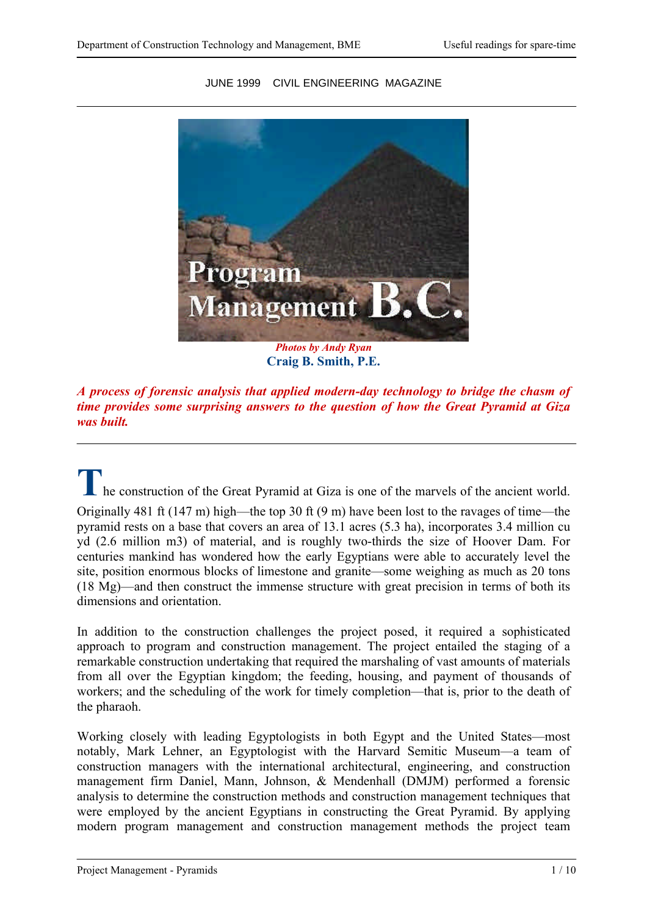JUNE 1999 CIVIL ENGINEERING MAGAZINE

# Program Management B.C.

*Photos by Andy Ryan*

**Craig B. Smith, P.E.**

***A process of forensic analysis that applied modern-day technology to bridge the chasm of time provides some surprising answers to the question of how the Great Pyramid at Giza was built.***

The construction of the Great Pyramid at Giza is one of the marvels of the ancient world. Originally 481 ft (147 m) high—the top 30 ft (9 m) have been lost to the ravages of time—the pyramid rests on a base that covers an area of 13.1 acres (5.3 ha), incorporates 3.4 million cu yd (2.6 million m3) of material, and is roughly two-thirds the size of Hoover Dam. For centuries mankind has wondered how the early Egyptians were able to accurately level the site, position enormous blocks of limestone and granite—some weighing as much as 20 tons (18 Mg)—and then construct the immense structure with great precision in terms of both its dimensions and orientation.

In addition to the construction challenges the project posed, it required a sophisticated approach to program and construction management. The project entailed the staging of a remarkable construction undertaking that required the marshaling of vast amounts of materials from all over the Egyptian kingdom; the feeding, housing, and payment of thousands of workers; and the scheduling of the work for timely completion—that is, prior to the death of the pharaoh.

Working closely with leading Egyptologists in both Egypt and the United States—most notably, Mark Lehner, an Egyptologist with the Harvard Semitic Museum—a team of construction managers with the international architectural, engineering, and construction management firm Daniel, Mann, Johnson, & Mendenhall (DMJM) performed a forensic analysis to determine the construction methods and construction management techniques that were employed by the ancient Egyptians in constructing the Great Pyramid. By applying modern program management and construction management methods the project team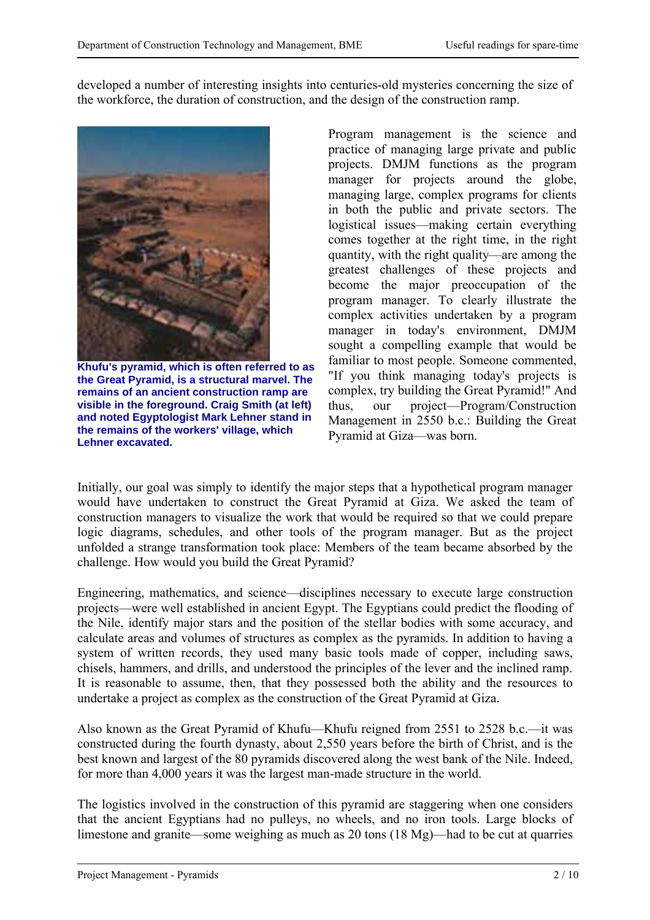developed a number of interesting insights into centuries-old mysteries concerning the size of the workforce, the duration of construction, and the design of the construction ramp.

**Khufu's pyramid, which is often referred to as the Great Pyramid, is a structural marvel. The remains of an ancient construction ramp are visible in the foreground. Craig Smith (at left) and noted Egyptologist Mark Lehner stand in the remains of the workers' village, which Lehner excavated.**

Program management is the science and practice of managing large private and public projects. DMJM functions as the program manager for projects around the globe, managing large, complex programs for clients in both the public and private sectors. The logistical issues—making certain everything comes together at the right time, in the right quantity, with the right quality—are among the greatest challenges of these projects and become the major preoccupation of the program manager. To clearly illustrate the complex activities undertaken by a program manager in today's environment, DMJM sought a compelling example that would be familiar to most people. Someone commented, "If you think managing today's projects is complex, try building the Great Pyramid!" And thus, our project—Program/Construction Management in 2550 b.c.: Building the Great Pyramid at Giza—was born.

Initially, our goal was simply to identify the major steps that a hypothetical program manager would have undertaken to construct the Great Pyramid at Giza. We asked the team of construction managers to visualize the work that would be required so that we could prepare logic diagrams, schedules, and other tools of the program manager. But as the project unfolded a strange transformation took place: Members of the team became absorbed by the challenge. How would you build the Great Pyramid?

Engineering, mathematics, and science—disciplines necessary to execute large construction projects—were well established in ancient Egypt. The Egyptians could predict the flooding of the Nile, identify major stars and the position of the stellar bodies with some accuracy, and calculate areas and volumes of structures as complex as the pyramids. In addition to having a system of written records, they used many basic tools made of copper, including saws, chisels, hammers, and drills, and understood the principles of the lever and the inclined ramp. It is reasonable to assume, then, that they possessed both the ability and the resources to undertake a project as complex as the construction of the Great Pyramid at Giza.

Also known as the Great Pyramid of Khufu—Khufu reigned from 2551 to 2528 b.c.—it was constructed during the fourth dynasty, about 2,550 years before the birth of Christ, and is the best known and largest of the 80 pyramids discovered along the west bank of the Nile. Indeed, for more than 4,000 years it was the largest man-made structure in the world.

The logistics involved in the construction of this pyramid are staggering when one considers that the ancient Egyptians had no pulleys, no wheels, and no iron tools. Large blocks of limestone and granite—some weighing as much as 20 tons (18 Mg)—had to be cut at quarries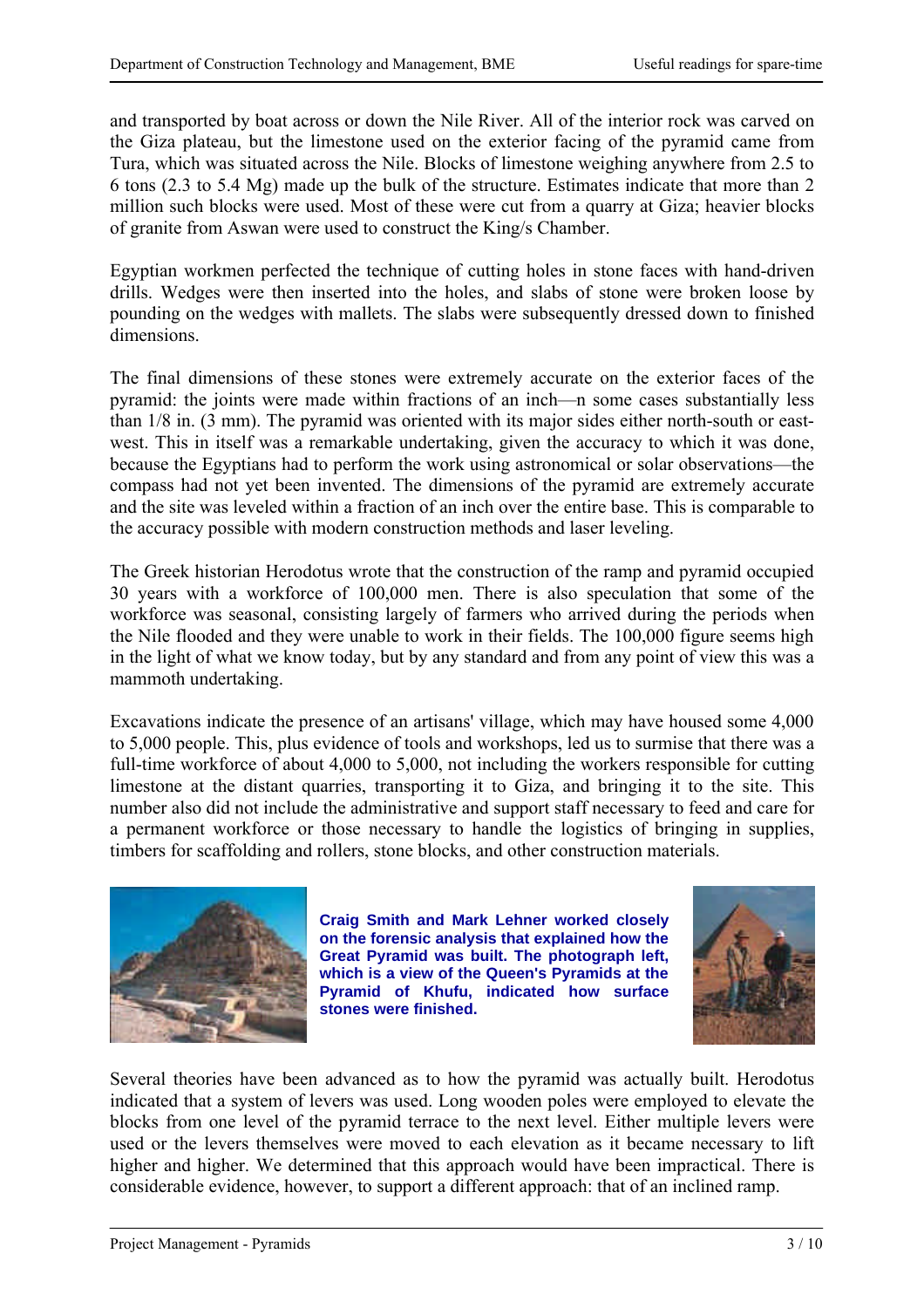and transported by boat across or down the Nile River. All of the interior rock was carved on the Giza plateau, but the limestone used on the exterior facing of the pyramid came from Tura, which was situated across the Nile. Blocks of limestone weighing anywhere from 2.5 to 6 tons (2.3 to 5.4 Mg) made up the bulk of the structure. Estimates indicate that more than 2 million such blocks were used. Most of these were cut from a quarry at Giza; heavier blocks of granite from Aswan were used to construct the King/s Chamber.

Egyptian workmen perfected the technique of cutting holes in stone faces with hand-driven drills. Wedges were then inserted into the holes, and slabs of stone were broken loose by pounding on the wedges with mallets. The slabs were subsequently dressed down to finished dimensions.

The final dimensions of these stones were extremely accurate on the exterior faces of the pyramid: the joints were made within fractions of an inch—n some cases substantially less than 1/8 in. (3 mm). The pyramid was oriented with its major sides either north-south or east-west. This in itself was a remarkable undertaking, given the accuracy to which it was done, because the Egyptians had to perform the work using astronomical or solar observations—the compass had not yet been invented. The dimensions of the pyramid are extremely accurate and the site was leveled within a fraction of an inch over the entire base. This is comparable to the accuracy possible with modern construction methods and laser leveling.

The Greek historian Herodotus wrote that the construction of the ramp and pyramid occupied 30 years with a workforce of 100,000 men. There is also speculation that some of the workforce was seasonal, consisting largely of farmers who arrived during the periods when the Nile flooded and they were unable to work in their fields. The 100,000 figure seems high in the light of what we know today, but by any standard and from any point of view this was a mammoth undertaking.

Excavations indicate the presence of an artisans' village, which may have housed some 4,000 to 5,000 people. This, plus evidence of tools and workshops, led us to surmise that there was a full-time workforce of about 4,000 to 5,000, not including the workers responsible for cutting limestone at the distant quarries, transporting it to Giza, and bringing it to the site. This number also did not include the administrative and support staff necessary to feed and care for a permanent workforce or those necessary to handle the logistics of bringing in supplies, timbers for scaffolding and rollers, stone blocks, and other construction materials.

**Craig Smith and Mark Lehner worked closely on the forensic analysis that explained how the Great Pyramid was built. The photograph left, which is a view of the Queen's Pyramids at the Pyramid of Khufu, indicated how surface stones were finished.**

Several theories have been advanced as to how the pyramid was actually built. Herodotus indicated that a system of levers was used. Long wooden poles were employed to elevate the blocks from one level of the pyramid terrace to the next level. Either multiple levers were used or the levers themselves were moved to each elevation as it became necessary to lift higher and higher. We determined that this approach would have been impractical. There is considerable evidence, however, to support a different approach: that of an inclined ramp.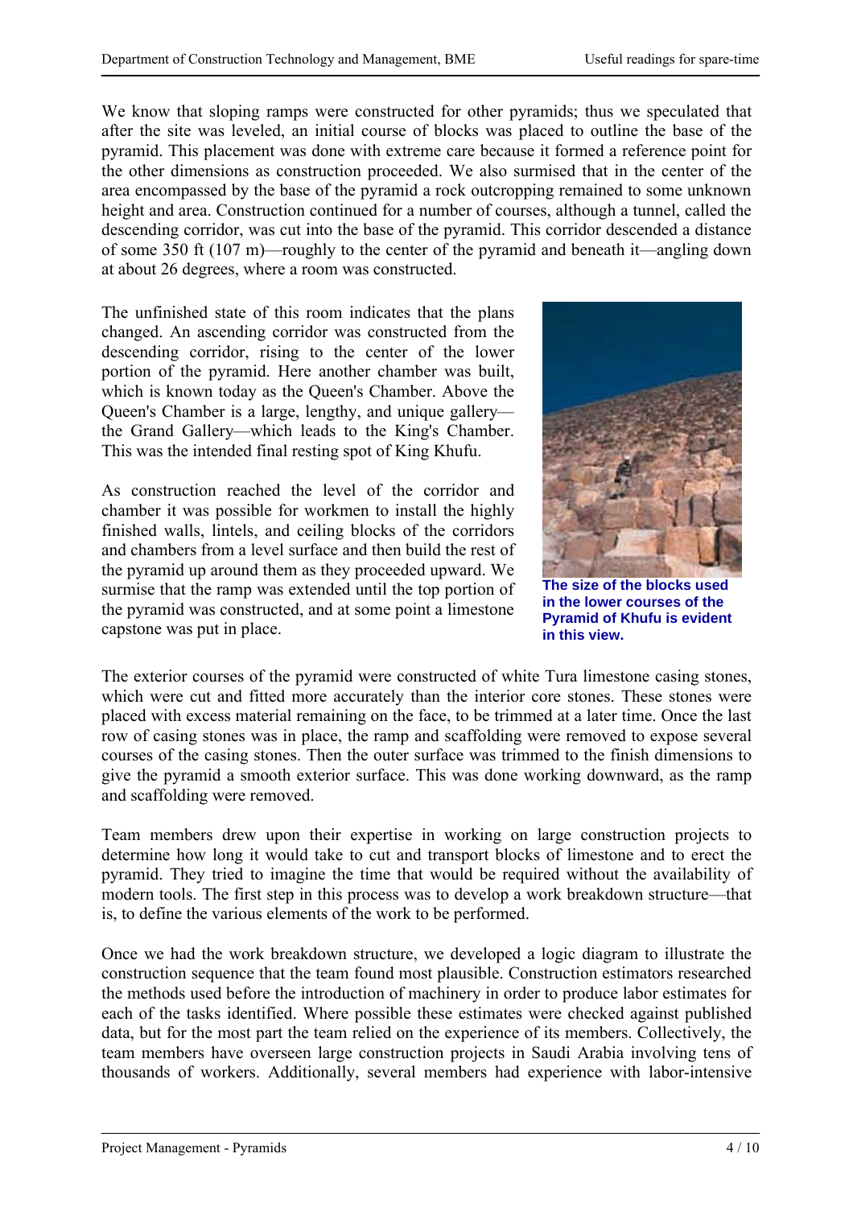We know that sloping ramps were constructed for other pyramids; thus we speculated that after the site was leveled, an initial course of blocks was placed to outline the base of the pyramid. This placement was done with extreme care because it formed a reference point for the other dimensions as construction proceeded. We also surmised that in the center of the area encompassed by the base of the pyramid a rock outcropping remained to some unknown height and area. Construction continued for a number of courses, although a tunnel, called the descending corridor, was cut into the base of the pyramid. This corridor descended a distance of some 350 ft (107 m)—roughly to the center of the pyramid and beneath it—angling down at about 26 degrees, where a room was constructed.

The unfinished state of this room indicates that the plans changed. An ascending corridor was constructed from the descending corridor, rising to the center of the lower portion of the pyramid. Here another chamber was built, which is known today as the Queen's Chamber. Above the Queen's Chamber is a large, lengthy, and unique gallery—the Grand Gallery—which leads to the King's Chamber. This was the intended final resting spot of King Khufu.

As construction reached the level of the corridor and chamber it was possible for workmen to install the highly finished walls, lintels, and ceiling blocks of the corridors and chambers from a level surface and then build the rest of the pyramid up around them as they proceeded upward. We surmise that the ramp was extended until the top portion of the pyramid was constructed, and at some point a limestone capstone was put in place.

**The size of the blocks used in the lower courses of the Pyramid of Khufu is evident in this view.**

The exterior courses of the pyramid were constructed of white Tura limestone casing stones, which were cut and fitted more accurately than the interior core stones. These stones were placed with excess material remaining on the face, to be trimmed at a later time. Once the last row of casing stones was in place, the ramp and scaffolding were removed to expose several courses of the casing stones. Then the outer surface was trimmed to the finish dimensions to give the pyramid a smooth exterior surface. This was done working downward, as the ramp and scaffolding were removed.

Team members drew upon their expertise in working on large construction projects to determine how long it would take to cut and transport blocks of limestone and to erect the pyramid. They tried to imagine the time that would be required without the availability of modern tools. The first step in this process was to develop a work breakdown structure—that is, to define the various elements of the work to be performed.

Once we had the work breakdown structure, we developed a logic diagram to illustrate the construction sequence that the team found most plausible. Construction estimators researched the methods used before the introduction of machinery in order to produce labor estimates for each of the tasks identified. Where possible these estimates were checked against published data, but for the most part the team relied on the experience of its members. Collectively, the team members have overseen large construction projects in Saudi Arabia involving tens of thousands of workers. Additionally, several members had experience with labor-intensive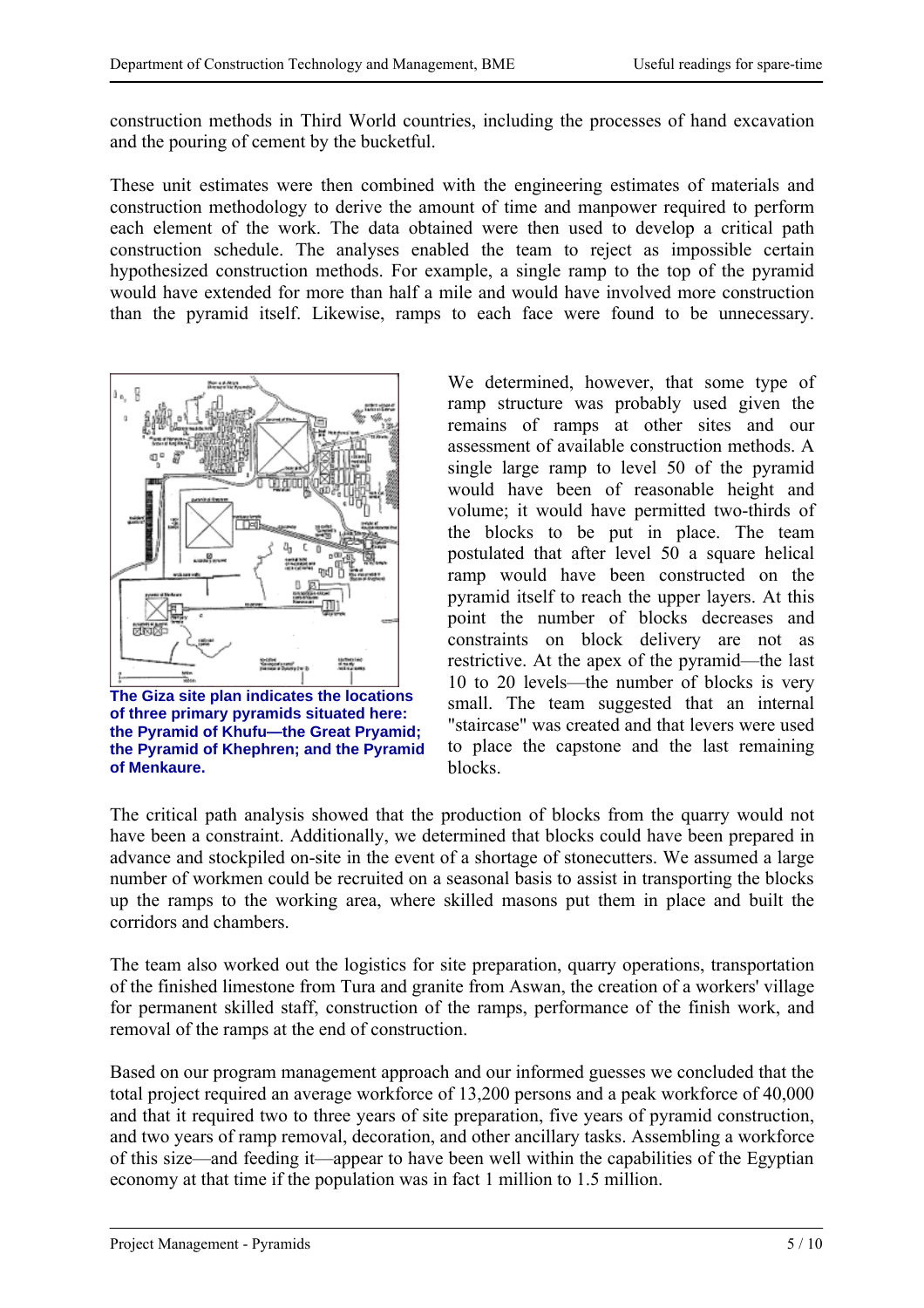construction methods in Third World countries, including the processes of hand excavation and the pouring of cement by the bucketful.

These unit estimates were then combined with the engineering estimates of materials and construction methodology to derive the amount of time and manpower required to perform each element of the work. The data obtained were then used to develop a critical path construction schedule. The analyses enabled the team to reject as impossible certain hypothesized construction methods. For example, a single ramp to the top of the pyramid would have extended for more than half a mile and would have involved more construction than the pyramid itself. Likewise, ramps to each face were found to be unnecessary.

**The Giza site plan indicates the locations of three primary pyramids situated here: the Pyramid of Khufu—the Great Pryamid; the Pyramid of Khephren; and the Pyramid of Menkaure.**

We determined, however, that some type of ramp structure was probably used given the remains of ramps at other sites and our assessment of available construction methods. A single large ramp to level 50 of the pyramid would have been of reasonable height and volume; it would have permitted two-thirds of the blocks to be put in place. The team postulated that after level 50 a square helical ramp would have been constructed on the pyramid itself to reach the upper layers. At this point the number of blocks decreases and constraints on block delivery are not as restrictive. At the apex of the pyramid—the last 10 to 20 levels—the number of blocks is very small. The team suggested that an internal "staircase" was created and that levers were used to place the capstone and the last remaining blocks.

The critical path analysis showed that the production of blocks from the quarry would not have been a constraint. Additionally, we determined that blocks could have been prepared in advance and stockpiled on-site in the event of a shortage of stonecutters. We assumed a large number of workmen could be recruited on a seasonal basis to assist in transporting the blocks up the ramps to the working area, where skilled masons put them in place and built the corridors and chambers.

The team also worked out the logistics for site preparation, quarry operations, transportation of the finished limestone from Tura and granite from Aswan, the creation of a workers' village for permanent skilled staff, construction of the ramps, performance of the finish work, and removal of the ramps at the end of construction.

Based on our program management approach and our informed guesses we concluded that the total project required an average workforce of 13,200 persons and a peak workforce of 40,000 and that it required two to three years of site preparation, five years of pyramid construction, and two years of ramp removal, decoration, and other ancillary tasks. Assembling a workforce of this size—and feeding it—appear to have been well within the capabilities of the Egyptian economy at that time if the population was in fact 1 million to 1.5 million.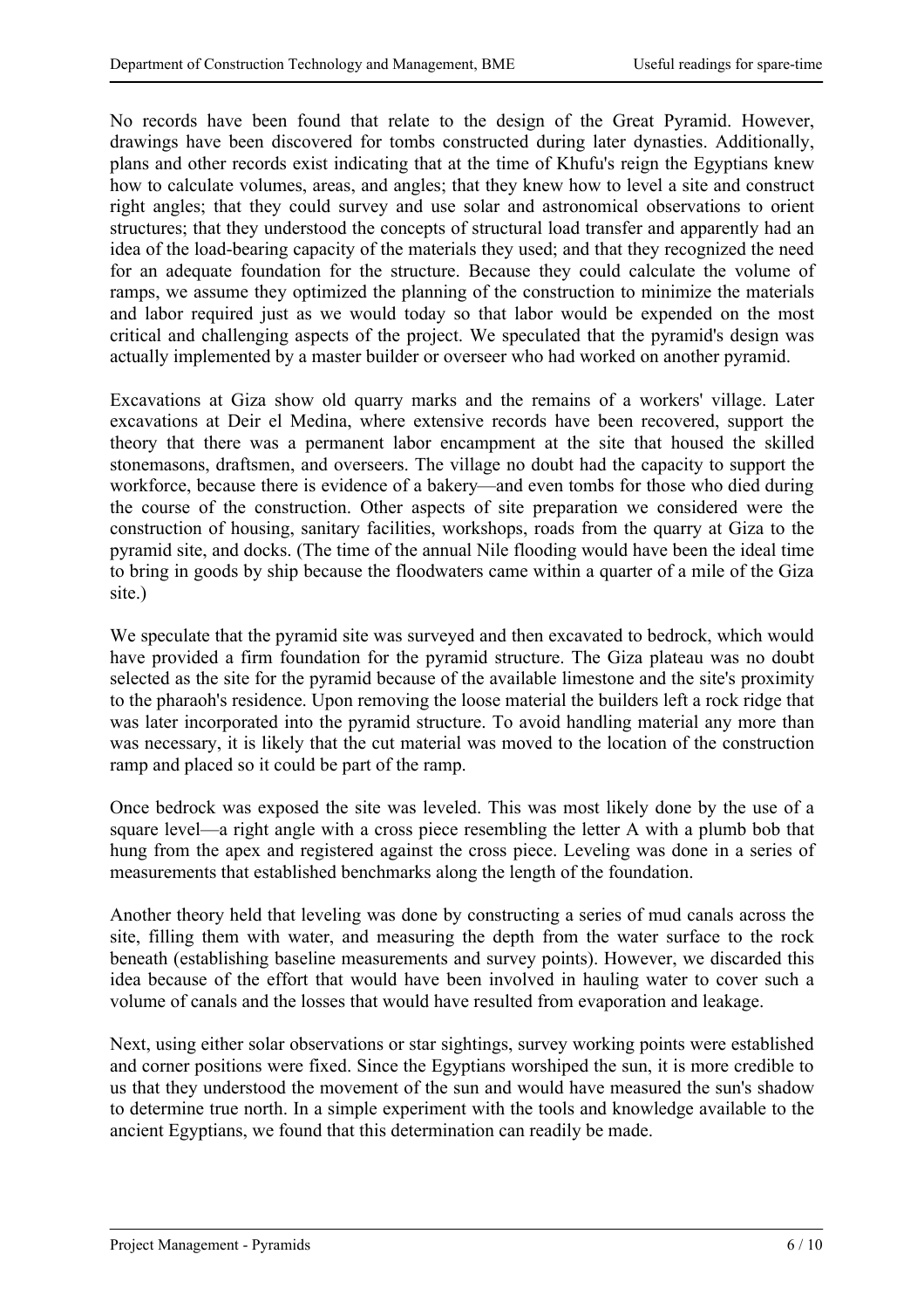No records have been found that relate to the design of the Great Pyramid. However, drawings have been discovered for tombs constructed during later dynasties. Additionally, plans and other records exist indicating that at the time of Khufu's reign the Egyptians knew how to calculate volumes, areas, and angles; that they knew how to level a site and construct right angles; that they could survey and use solar and astronomical observations to orient structures; that they understood the concepts of structural load transfer and apparently had an idea of the load-bearing capacity of the materials they used; and that they recognized the need for an adequate foundation for the structure. Because they could calculate the volume of ramps, we assume they optimized the planning of the construction to minimize the materials and labor required just as we would today so that labor would be expended on the most critical and challenging aspects of the project. We speculated that the pyramid's design was actually implemented by a master builder or overseer who had worked on another pyramid.

Excavations at Giza show old quarry marks and the remains of a workers' village. Later excavations at Deir el Medina, where extensive records have been recovered, support the theory that there was a permanent labor encampment at the site that housed the skilled stonemasons, draftsmen, and overseers. The village no doubt had the capacity to support the workforce, because there is evidence of a bakery—and even tombs for those who died during the course of the construction. Other aspects of site preparation we considered were the construction of housing, sanitary facilities, workshops, roads from the quarry at Giza to the pyramid site, and docks. (The time of the annual Nile flooding would have been the ideal time to bring in goods by ship because the floodwaters came within a quarter of a mile of the Giza site.)

We speculate that the pyramid site was surveyed and then excavated to bedrock, which would have provided a firm foundation for the pyramid structure. The Giza plateau was no doubt selected as the site for the pyramid because of the available limestone and the site's proximity to the pharaoh's residence. Upon removing the loose material the builders left a rock ridge that was later incorporated into the pyramid structure. To avoid handling material any more than was necessary, it is likely that the cut material was moved to the location of the construction ramp and placed so it could be part of the ramp.

Once bedrock was exposed the site was leveled. This was most likely done by the use of a square level—a right angle with a cross piece resembling the letter A with a plumb bob that hung from the apex and registered against the cross piece. Leveling was done in a series of measurements that established benchmarks along the length of the foundation.

Another theory held that leveling was done by constructing a series of mud canals across the site, filling them with water, and measuring the depth from the water surface to the rock beneath (establishing baseline measurements and survey points). However, we discarded this idea because of the effort that would have been involved in hauling water to cover such a volume of canals and the losses that would have resulted from evaporation and leakage.

Next, using either solar observations or star sightings, survey working points were established and corner positions were fixed. Since the Egyptians worshiped the sun, it is more credible to us that they understood the movement of the sun and would have measured the sun's shadow to determine true north. In a simple experiment with the tools and knowledge available to the ancient Egyptians, we found that this determination can readily be made.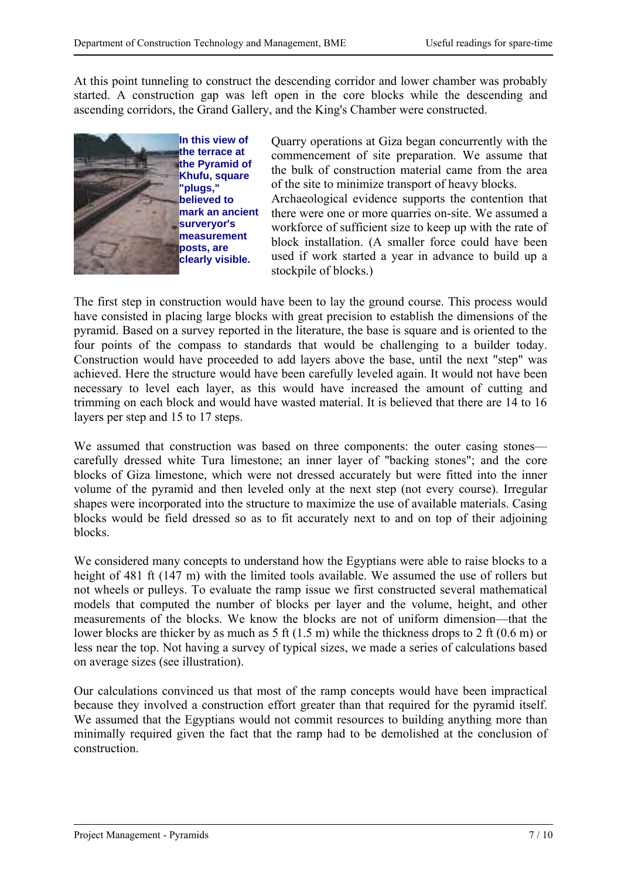At this point tunneling to construct the descending corridor and lower chamber was probably started. A construction gap was left open in the core blocks while the descending and ascending corridors, the Grand Gallery, and the King's Chamber were constructed.

**In this view of the terrace at the Pyramid of Khufu, square "plugs," believed to mark an ancient surveyor's measurement posts, are clearly visible.**

Quarry operations at Giza began concurrently with the commencement of site preparation. We assume that the bulk of construction material came from the area of the site to minimize transport of heavy blocks. Archaeological evidence supports the contention that there were one or more quarries on-site. We assumed a workforce of sufficient size to keep up with the rate of block installation. (A smaller force could have been used if work started a year in advance to build up a stockpile of blocks.)

The first step in construction would have been to lay the ground course. This process would have consisted in placing large blocks with great precision to establish the dimensions of the pyramid. Based on a survey reported in the literature, the base is square and is oriented to the four points of the compass to standards that would be challenging to a builder today. Construction would have proceeded to add layers above the base, until the next "step" was achieved. Here the structure would have been carefully leveled again. It would not have been necessary to level each layer, as this would have increased the amount of cutting and trimming on each block and would have wasted material. It is believed that there are 14 to 16 layers per step and 15 to 17 steps.

We assumed that construction was based on three components: the outer casing stones—carefully dressed white Tura limestone; an inner layer of "backing stones"; and the core blocks of Giza limestone, which were not dressed accurately but were fitted into the inner volume of the pyramid and then leveled only at the next step (not every course). Irregular shapes were incorporated into the structure to maximize the use of available materials. Casing blocks would be field dressed so as to fit accurately next to and on top of their adjoining blocks.

We considered many concepts to understand how the Egyptians were able to raise blocks to a height of 481 ft (147 m) with the limited tools available. We assumed the use of rollers but not wheels or pulleys. To evaluate the ramp issue we first constructed several mathematical models that computed the number of blocks per layer and the volume, height, and other measurements of the blocks. We know the blocks are not of uniform dimension—that the lower blocks are thicker by as much as 5 ft (1.5 m) while the thickness drops to 2 ft (0.6 m) or less near the top. Not having a survey of typical sizes, we made a series of calculations based on average sizes (see illustration).

Our calculations convinced us that most of the ramp concepts would have been impractical because they involved a construction effort greater than that required for the pyramid itself. We assumed that the Egyptians would not commit resources to building anything more than minimally required given the fact that the ramp had to be demolished at the conclusion of construction.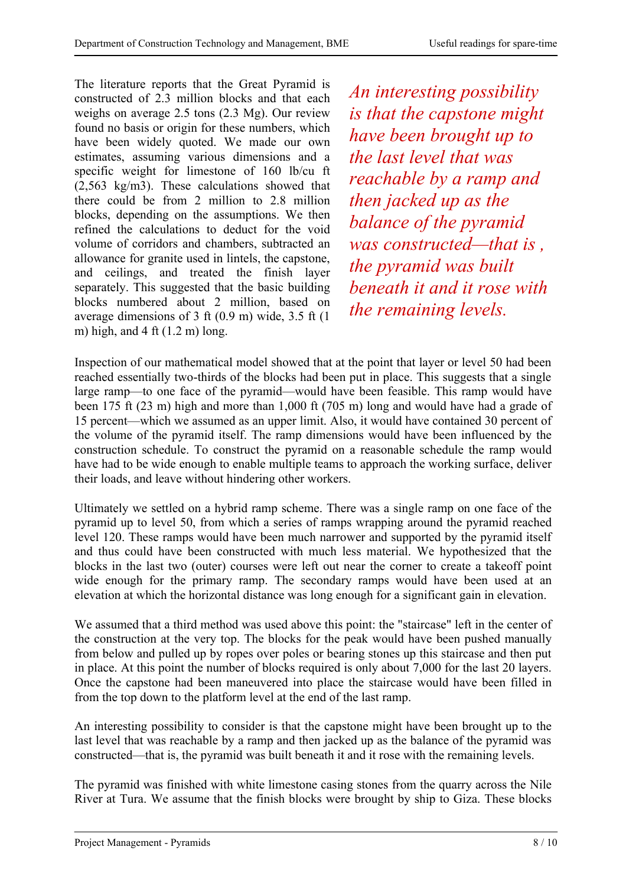The literature reports that the Great Pyramid is constructed of 2.3 million blocks and that each weighs on average 2.5 tons (2.3 Mg). Our review found no basis or origin for these numbers, which have been widely quoted. We made our own estimates, assuming various dimensions and a specific weight for limestone of 160 lb/cu ft (2,563 kg/m3). These calculations showed that there could be from 2 million to 2.8 million blocks, depending on the assumptions. We then refined the calculations to deduct for the void volume of corridors and chambers, subtracted an allowance for granite used in lintels, the capstone, and ceilings, and treated the finish layer separately. This suggested that the basic building blocks numbered about 2 million, based on average dimensions of 3 ft (0.9 m) wide, 3.5 ft (1 m) high, and 4 ft (1.2 m) long.

*An interesting possibility is that the capstone might have been brought up to the last level that was reachable by a ramp and then jacked up as the balance of the pyramid was constructed—that is , the pyramid was built beneath it and it rose with the remaining levels.*

Inspection of our mathematical model showed that at the point that layer or level 50 had been reached essentially two-thirds of the blocks had been put in place. This suggests that a single large ramp—to one face of the pyramid—would have been feasible. This ramp would have been 175 ft (23 m) high and more than 1,000 ft (705 m) long and would have had a grade of 15 percent—which we assumed as an upper limit. Also, it would have contained 30 percent of the volume of the pyramid itself. The ramp dimensions would have been influenced by the construction schedule. To construct the pyramid on a reasonable schedule the ramp would have had to be wide enough to enable multiple teams to approach the working surface, deliver their loads, and leave without hindering other workers.

Ultimately we settled on a hybrid ramp scheme. There was a single ramp on one face of the pyramid up to level 50, from which a series of ramps wrapping around the pyramid reached level 120. These ramps would have been much narrower and supported by the pyramid itself and thus could have been constructed with much less material. We hypothesized that the blocks in the last two (outer) courses were left out near the corner to create a takeoff point wide enough for the primary ramp. The secondary ramps would have been used at an elevation at which the horizontal distance was long enough for a significant gain in elevation.

We assumed that a third method was used above this point: the "staircase" left in the center of the construction at the very top. The blocks for the peak would have been pushed manually from below and pulled up by ropes over poles or bearing stones up this staircase and then put in place. At this point the number of blocks required is only about 7,000 for the last 20 layers. Once the capstone had been maneuvered into place the staircase would have been filled in from the top down to the platform level at the end of the last ramp.

An interesting possibility to consider is that the capstone might have been brought up to the last level that was reachable by a ramp and then jacked up as the balance of the pyramid was constructed—that is, the pyramid was built beneath it and it rose with the remaining levels.

The pyramid was finished with white limestone casing stones from the quarry across the Nile River at Tura. We assume that the finish blocks were brought by ship to Giza. These blocks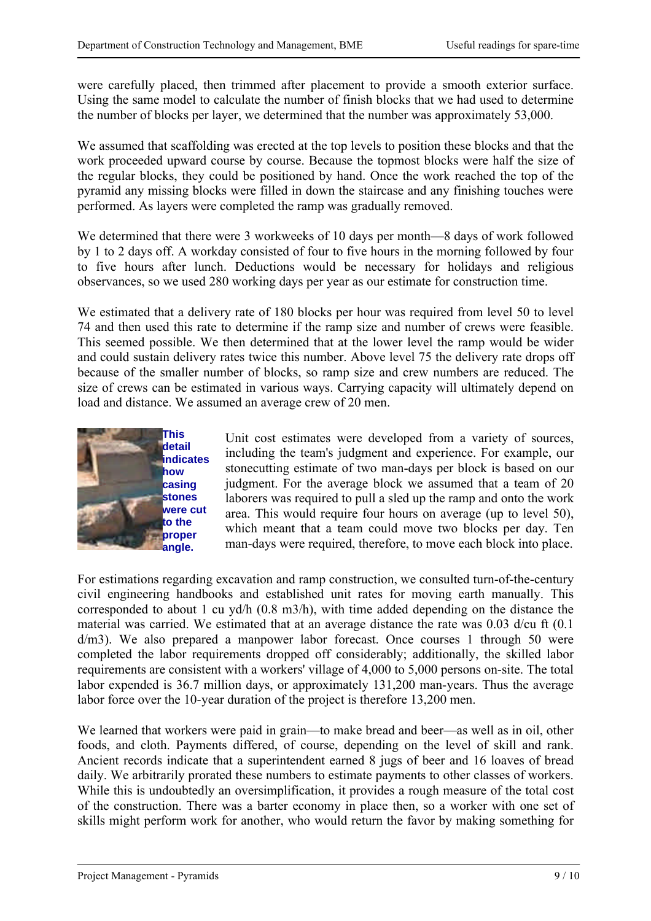were carefully placed, then trimmed after placement to provide a smooth exterior surface. Using the same model to calculate the number of finish blocks that we had used to determine the number of blocks per layer, we determined that the number was approximately 53,000.

We assumed that scaffolding was erected at the top levels to position these blocks and that the work proceeded upward course by course. Because the topmost blocks were half the size of the regular blocks, they could be positioned by hand. Once the work reached the top of the pyramid any missing blocks were filled in down the staircase and any finishing touches were performed. As layers were completed the ramp was gradually removed.

We determined that there were 3 workweeks of 10 days per month—8 days of work followed by 1 to 2 days off. A workday consisted of four to five hours in the morning followed by four to five hours after lunch. Deductions would be necessary for holidays and religious observances, so we used 280 working days per year as our estimate for construction time.

We estimated that a delivery rate of 180 blocks per hour was required from level 50 to level 74 and then used this rate to determine if the ramp size and number of crews were feasible. This seemed possible. We then determined that at the lower level the ramp would be wider and could sustain delivery rates twice this number. Above level 75 the delivery rate drops off because of the smaller number of blocks, so ramp size and crew numbers are reduced. The size of crews can be estimated in various ways. Carrying capacity will ultimately depend on load and distance. We assumed an average crew of 20 men.

**This detail indicates how casing stones were cut to the proper angle.**

Unit cost estimates were developed from a variety of sources, including the team's judgment and experience. For example, our stonecutting estimate of two man-days per block is based on our judgment. For the average block we assumed that a team of 20 laborers was required to pull a sled up the ramp and onto the work area. This would require four hours on average (up to level 50), which meant that a team could move two blocks per day. Ten man-days were required, therefore, to move each block into place.

For estimations regarding excavation and ramp construction, we consulted turn-of-the-century civil engineering handbooks and established unit rates for moving earth manually. This corresponded to about 1 cu yd/h (0.8 m3/h), with time added depending on the distance the material was carried. We estimated that at an average distance the rate was 0.03 d/cu ft (0.1 d/m3). We also prepared a manpower labor forecast. Once courses 1 through 50 were completed the labor requirements dropped off considerably; additionally, the skilled labor requirements are consistent with a workers' village of 4,000 to 5,000 persons on-site. The total labor expended is 36.7 million days, or approximately 131,200 man-years. Thus the average labor force over the 10-year duration of the project is therefore 13,200 men.

We learned that workers were paid in grain—to make bread and beer—as well as in oil, other foods, and cloth. Payments differed, of course, depending on the level of skill and rank. Ancient records indicate that a superintendent earned 8 jugs of beer and 16 loaves of bread daily. We arbitrarily prorated these numbers to estimate payments to other classes of workers. While this is undoubtedly an oversimplification, it provides a rough measure of the total cost of the construction. There was a barter economy in place then, so a worker with one set of skills might perform work for another, who would return the favor by making something for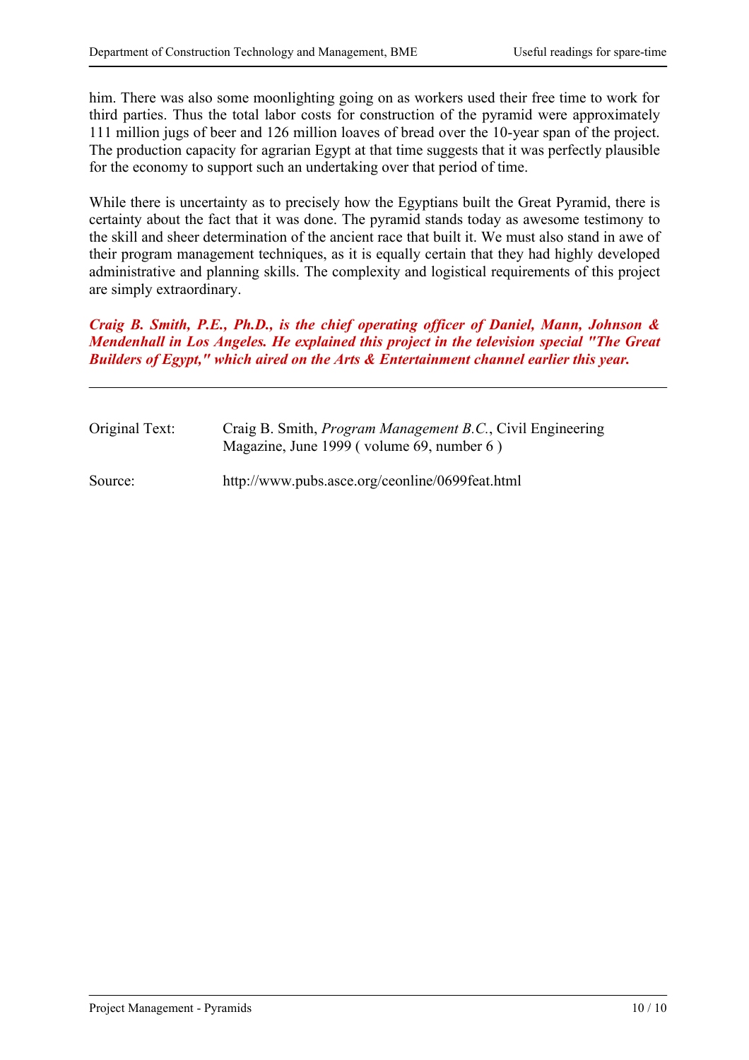him. There was also some moonlighting going on as workers used their free time to work for third parties. Thus the total labor costs for construction of the pyramid were approximately 111 million jugs of beer and 126 million loaves of bread over the 10-year span of the project. The production capacity for agrarian Egypt at that time suggests that it was perfectly plausible for the economy to support such an undertaking over that period of time.

While there is uncertainty as to precisely how the Egyptians built the Great Pyramid, there is certainty about the fact that it was done. The pyramid stands today as awesome testimony to the skill and sheer determination of the ancient race that built it. We must also stand in awe of their program management techniques, as it is equally certain that they had highly developed administrative and planning skills. The complexity and logistical requirements of this project are simply extraordinary.

***Craig B. Smith, P.E., Ph.D., is the chief operating officer of Daniel, Mann, Johnson & Mendenhall in Los Angeles. He explained this project in the television special "The Great Builders of Egypt," which aired on the Arts & Entertainment channel earlier this year.***

---

| | |
|---|---|
| Original Text: | Craig B. Smith, *Program Management B.C.*, Civil Engineering Magazine, June 1999 ( volume 69, number 6 ) |
| Source: | http://www.pubs.asce.org/ceonline/0699feat.html |